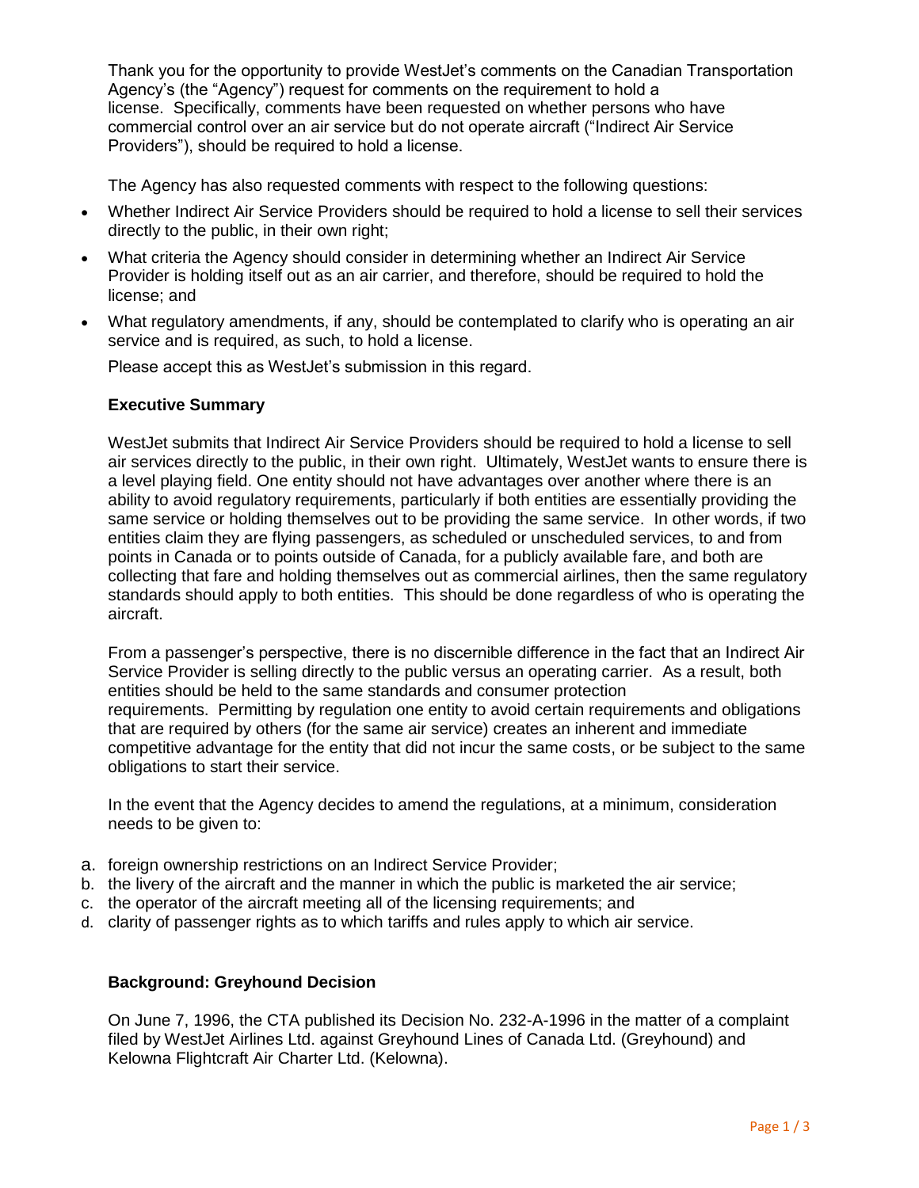Thank you for the opportunity to provide WestJet's comments on the Canadian Transportation Agency's (the "Agency") request for comments on the requirement to hold a license. Specifically, comments have been requested on whether persons who have commercial control over an air service but do not operate aircraft ("Indirect Air Service Providers"), should be required to hold a license.

The Agency has also requested comments with respect to the following questions:

- Whether Indirect Air Service Providers should be required to hold a license to sell their services directly to the public, in their own right;
- What criteria the Agency should consider in determining whether an Indirect Air Service Provider is holding itself out as an air carrier, and therefore, should be required to hold the license; and
- What regulatory amendments, if any, should be contemplated to clarify who is operating an air service and is required, as such, to hold a license.

Please accept this as WestJet's submission in this regard.

### Executive Summary

WestJet submits that Indirect Air Service Providers should be required to hold a license to sell air services directly to the public, in their own right. Ultimately, WestJet wants to ensure there is a level playing field. One entity should not have advantages over another where there is an ability to avoid regulatory requirements, particularly if both entities are essentially providing the same service or holding themselves out to be providing the same service. In other words, if two entities claim they are flying passengers, as scheduled or unscheduled services, to and from points in Canada or to points outside of Canada, for a publicly available fare, and both are collecting that fare and holding themselves out as commercial airlines, then the same regulatory standards should apply to both entities. This should be done regardless of who is operating the aircraft.

From a passenger's perspective, there is no discernible difference in the fact that an Indirect Air Service Provider is selling directly to the public versus an operating carrier. As a result, both entities should be held to the same standards and consumer protection requirements. Permitting by regulation one entity to avoid certain requirements and obligations that are required by others (for the same air service) creates an inherent and immediate competitive advantage for the entity that did not incur the same costs, or be subject to the same obligations to start their service.

In the event that the Agency decides to amend the regulations, at a minimum, consideration needs to be given to:

a. foreign ownership restrictions on an Indirect Service Provider;
b. the livery of the aircraft and the manner in which the public is marketed the air service;
c. the operator of the aircraft meeting all of the licensing requirements; and
d. clarity of passenger rights as to which tariffs and rules apply to which air service.

### Background: Greyhound Decision

On June 7, 1996, the CTA published its Decision No. 232-A-1996 in the matter of a complaint filed by WestJet Airlines Ltd. against Greyhound Lines of Canada Ltd. (Greyhound) and Kelowna Flightcraft Air Charter Ltd. (Kelowna).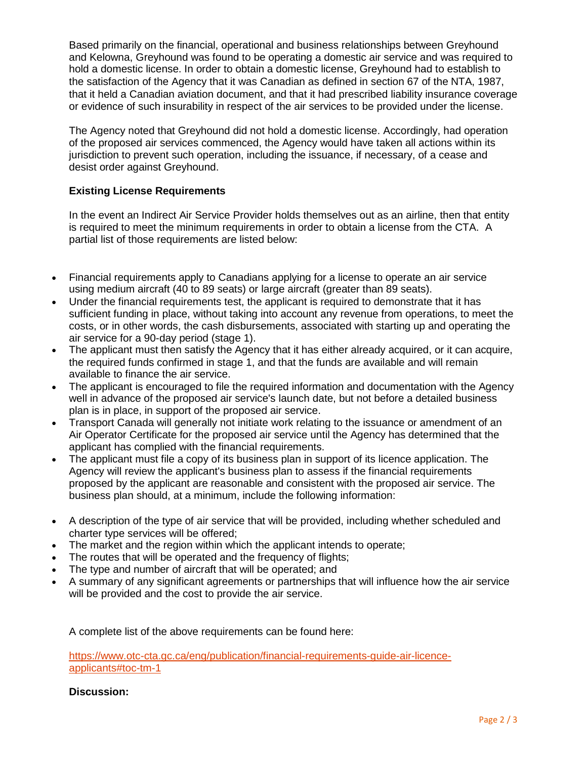Based primarily on the financial, operational and business relationships between Greyhound and Kelowna, Greyhound was found to be operating a domestic air service and was required to hold a domestic license. In order to obtain a domestic license, Greyhound had to establish to the satisfaction of the Agency that it was Canadian as defined in section 67 of the NTA, 1987, that it held a Canadian aviation document, and that it had prescribed liability insurance coverage or evidence of such insurability in respect of the air services to be provided under the license.

The Agency noted that Greyhound did not hold a domestic license. Accordingly, had operation of the proposed air services commenced, the Agency would have taken all actions within its jurisdiction to prevent such operation, including the issuance, if necessary, of a cease and desist order against Greyhound.

**Existing License Requirements**

In the event an Indirect Air Service Provider holds themselves out as an airline, then that entity is required to meet the minimum requirements in order to obtain a license from the CTA. A partial list of those requirements are listed below:

- Financial requirements apply to Canadians applying for a license to operate an air service using medium aircraft (40 to 89 seats) or large aircraft (greater than 89 seats).
- Under the financial requirements test, the applicant is required to demonstrate that it has sufficient funding in place, without taking into account any revenue from operations, to meet the costs, or in other words, the cash disbursements, associated with starting up and operating the air service for a 90-day period (stage 1).
- The applicant must then satisfy the Agency that it has either already acquired, or it can acquire, the required funds confirmed in stage 1, and that the funds are available and will remain available to finance the air service.
- The applicant is encouraged to file the required information and documentation with the Agency well in advance of the proposed air service's launch date, but not before a detailed business plan is in place, in support of the proposed air service.
- Transport Canada will generally not initiate work relating to the issuance or amendment of an Air Operator Certificate for the proposed air service until the Agency has determined that the applicant has complied with the financial requirements.
- The applicant must file a copy of its business plan in support of its licence application. The Agency will review the applicant's business plan to assess if the financial requirements proposed by the applicant are reasonable and consistent with the proposed air service. The business plan should, at a minimum, include the following information:

- A description of the type of air service that will be provided, including whether scheduled and charter type services will be offered;
- The market and the region within which the applicant intends to operate;
- The routes that will be operated and the frequency of flights;
- The type and number of aircraft that will be operated; and
- A summary of any significant agreements or partnerships that will influence how the air service will be provided and the cost to provide the air service.

A complete list of the above requirements can be found here:

https://www.otc-cta.gc.ca/eng/publication/financial-requirements-guide-air-licence-applicants#toc-tm-1

**Discussion:**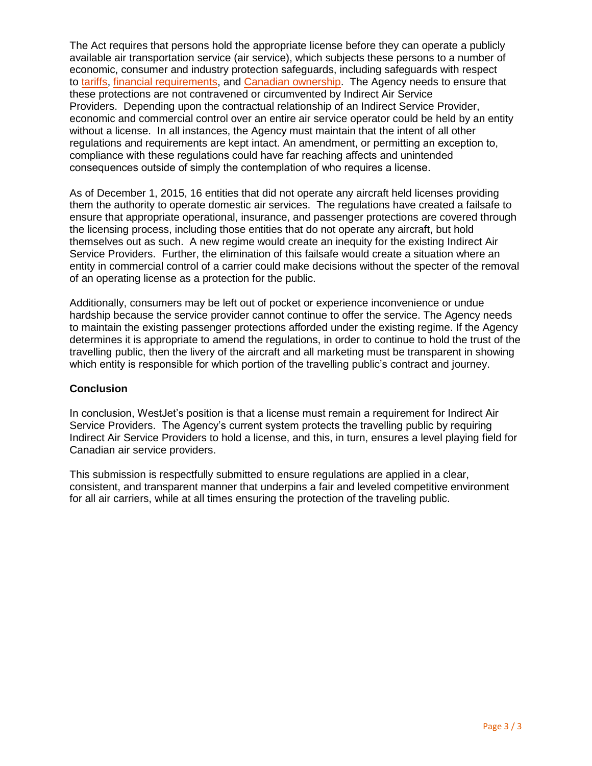The Act requires that persons hold the appropriate license before they can operate a publicly available air transportation service (air service), which subjects these persons to a number of economic, consumer and industry protection safeguards, including safeguards with respect to tariffs, financial requirements, and Canadian ownership. The Agency needs to ensure that these protections are not contravened or circumvented by Indirect Air Service Providers. Depending upon the contractual relationship of an Indirect Service Provider, economic and commercial control over an entire air service operator could be held by an entity without a license. In all instances, the Agency must maintain that the intent of all other regulations and requirements are kept intact. An amendment, or permitting an exception to, compliance with these regulations could have far reaching affects and unintended consequences outside of simply the contemplation of who requires a license.

As of December 1, 2015, 16 entities that did not operate any aircraft held licenses providing them the authority to operate domestic air services. The regulations have created a failsafe to ensure that appropriate operational, insurance, and passenger protections are covered through the licensing process, including those entities that do not operate any aircraft, but hold themselves out as such. A new regime would create an inequity for the existing Indirect Air Service Providers. Further, the elimination of this failsafe would create a situation where an entity in commercial control of a carrier could make decisions without the specter of the removal of an operating license as a protection for the public.

Additionally, consumers may be left out of pocket or experience inconvenience or undue hardship because the service provider cannot continue to offer the service. The Agency needs to maintain the existing passenger protections afforded under the existing regime. If the Agency determines it is appropriate to amend the regulations, in order to continue to hold the trust of the travelling public, then the livery of the aircraft and all marketing must be transparent in showing which entity is responsible for which portion of the travelling public's contract and journey.

**Conclusion**

In conclusion, WestJet's position is that a license must remain a requirement for Indirect Air Service Providers. The Agency's current system protects the travelling public by requiring Indirect Air Service Providers to hold a license, and this, in turn, ensures a level playing field for Canadian air service providers.

This submission is respectfully submitted to ensure regulations are applied in a clear, consistent, and transparent manner that underpins a fair and leveled competitive environment for all air carriers, while at all times ensuring the protection of the traveling public.